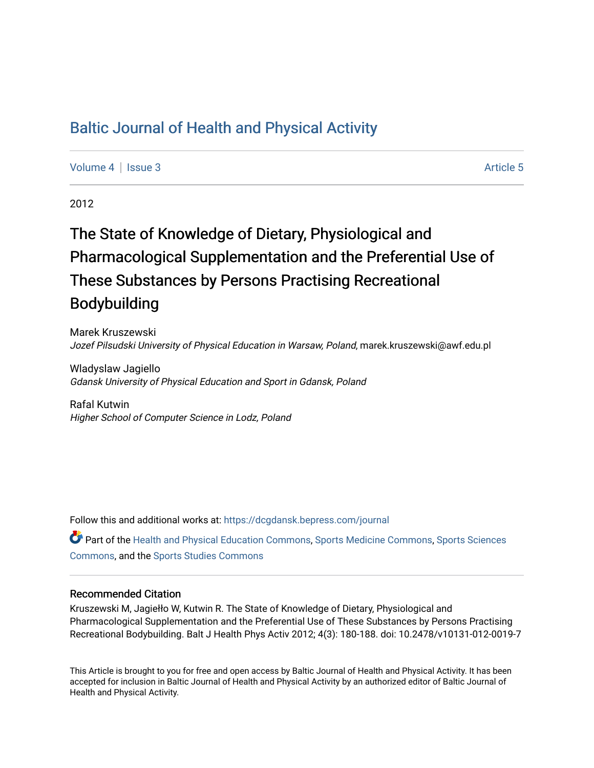# Baltic Journal of Health and Physical Activity

Volume 4 | Issue 3 Article 5

2012

## The State of Knowledge of Dietary, Physiological and Pharmacological Supplementation and the Preferential Use of These Substances by Persons Practising Recreational Bodybuilding

Marek Kruszewski
*Jozef Pilsudski University of Physical Education in Warsaw, Poland*, marek.kruszewski@awf.edu.pl

Wladyslaw Jagiello
*Gdansk University of Physical Education and Sport in Gdansk, Poland*

Rafal Kutwin
*Higher School of Computer Science in Lodz, Poland*

Follow this and additional works at: https://dcgdansk.bepress.com/journal

Part of the Health and Physical Education Commons, Sports Medicine Commons, Sports Sciences Commons, and the Sports Studies Commons

### Recommended Citation

Kruszewski M, Jagiełło W, Kutwin R. The State of Knowledge of Dietary, Physiological and Pharmacological Supplementation and the Preferential Use of These Substances by Persons Practising Recreational Bodybuilding. Balt J Health Phys Activ 2012; 4(3): 180-188. doi: 10.2478/v10131-012-0019-7

This Article is brought to you for free and open access by Baltic Journal of Health and Physical Activity. It has been accepted for inclusion in Baltic Journal of Health and Physical Activity by an authorized editor of Baltic Journal of Health and Physical Activity.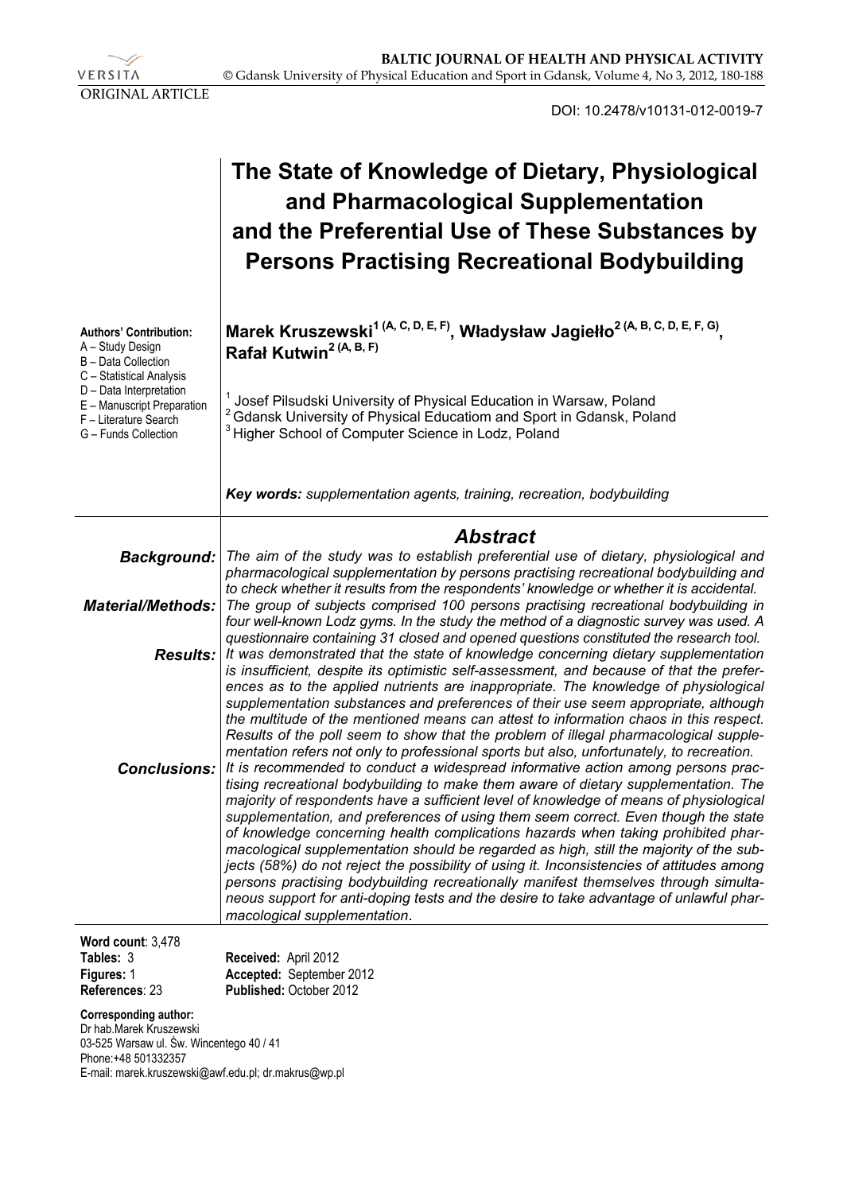ORIGINAL ARTICLE

DOI: 10.2478/v10131-012-0019-7

# The State of Knowledge of Dietary, Physiological and Pharmacological Supplementation and the Preferential Use of These Substances by Persons Practising Recreational Bodybuilding

**Authors' Contribution:**
A – Study Design
B – Data Collection
C – Statistical Analysis
D – Data Interpretation
E – Manuscript Preparation
F – Literature Search
G – Funds Collection

**Marek Kruszewski[1 (A, C, D, E, F)], Władysław Jagiełło[2 (A, B, C, D, E, F, G)], Rafał Kutwin[2 (A, B, F)]**

[1] Josef Pilsudski University of Physical Education in Warsaw, Poland
[2] Gdansk University of Physical Educatiom and Sport in Gdansk, Poland
[3] Higher School of Computer Science in Lodz, Poland

***Key words:*** *supplementation agents, training, recreation, bodybuilding*

## *Abstract*

***Background:*** *The aim of the study was to establish preferential use of dietary, physiological and pharmacological supplementation by persons practising recreational bodybuilding and to check whether it results from the respondents' knowledge or whether it is accidental.*

***Material/Methods:*** *The group of subjects comprised 100 persons practising recreational bodybuilding in four well-known Lodz gyms. In the study the method of a diagnostic survey was used. A questionnaire containing 31 closed and opened questions constituted the research tool.*

***Results:*** *It was demonstrated that the state of knowledge concerning dietary supplementation is insufficient, despite its optimistic self-assessment, and because of that the preferences as to the applied nutrients are inappropriate. The knowledge of physiological supplementation substances and preferences of their use seem appropriate, although the multitude of the mentioned means can attest to information chaos in this respect. Results of the poll seem to show that the problem of illegal pharmacological supplementation refers not only to professional sports but also, unfortunately, to recreation.*

***Conclusions:*** *It is recommended to conduct a widespread informative action among persons practising recreational bodybuilding to make them aware of dietary supplementation. The majority of respondents have a sufficient level of knowledge of means of physiological supplementation, and preferences of using them seem correct. Even though the state of knowledge concerning health complications hazards when taking prohibited pharmacological supplementation should be regarded as high, still the majority of the subjects (58%) do not reject the possibility of using it. Inconsistencies of attitudes among persons practising bodybuilding recreationally manifest themselves through simultaneous support for anti-doping tests and the desire to take advantage of unlawful pharmacological supplementation.*

**Word count**: 3,478
**Tables:** 3
**Figures:** 1
**References**: 23

**Received:** April 2012
**Accepted:** September 2012
**Published:** October 2012

**Corresponding author:**
Dr hab.Marek Kruszewski
03-525 Warsaw ul. Św. Wincentego 40 / 41
Phone:+48 501332357
E-mail: marek.kruszewski@awf.edu.pl; dr.makrus@wp.pl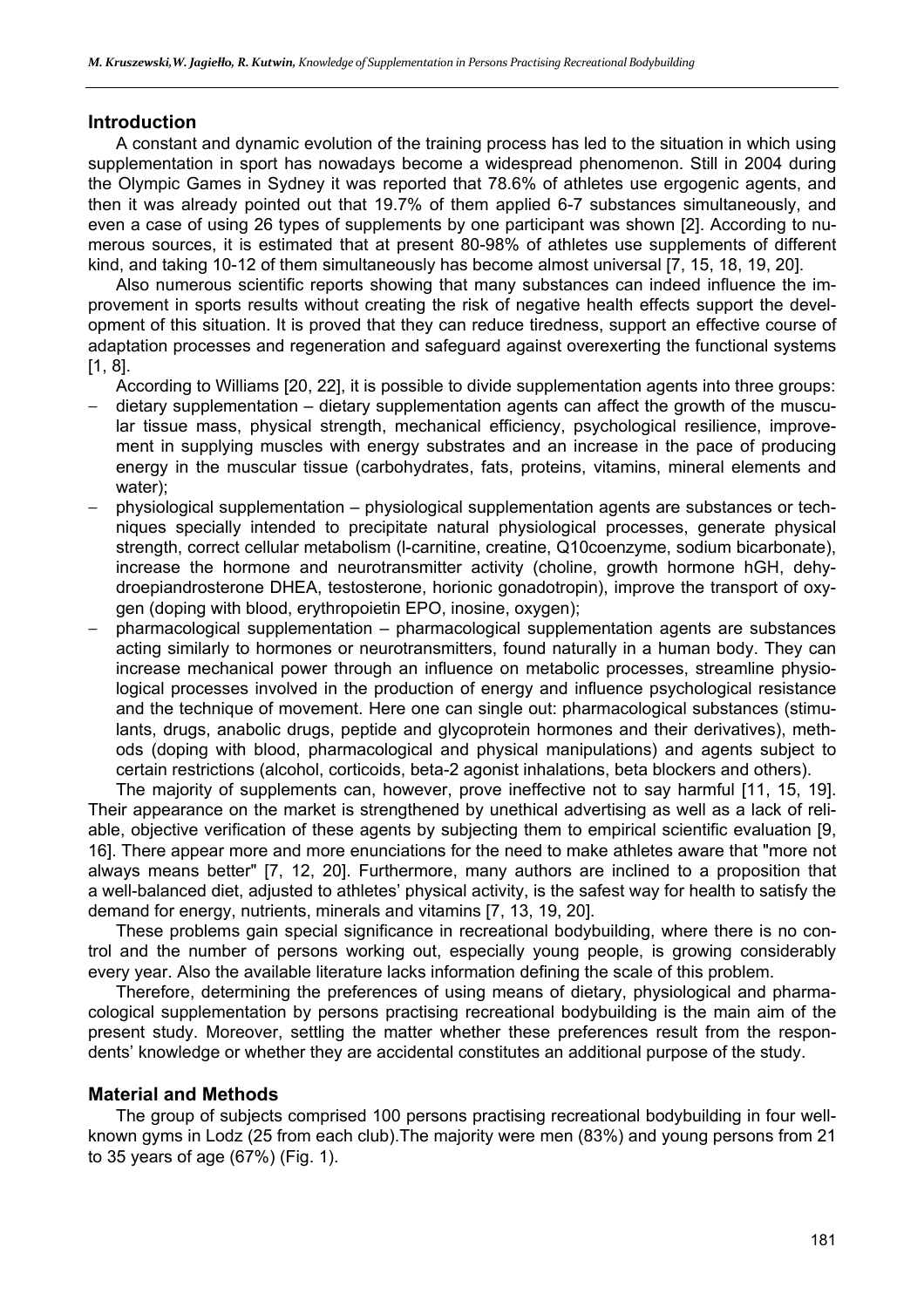## Introduction

A constant and dynamic evolution of the training process has led to the situation in which using supplementation in sport has nowadays become a widespread phenomenon. Still in 2004 during the Olympic Games in Sydney it was reported that 78.6% of athletes use ergogenic agents, and then it was already pointed out that 19.7% of them applied 6-7 substances simultaneously, and even a case of using 26 types of supplements by one participant was shown [2]. According to numerous sources, it is estimated that at present 80-98% of athletes use supplements of different kind, and taking 10-12 of them simultaneously has become almost universal [7, 15, 18, 19, 20].

Also numerous scientific reports showing that many substances can indeed influence the improvement in sports results without creating the risk of negative health effects support the development of this situation. It is proved that they can reduce tiredness, support an effective course of adaptation processes and regeneration and safeguard against overexerting the functional systems [1, 8].

According to Williams [20, 22], it is possible to divide supplementation agents into three groups:

- dietary supplementation – dietary supplementation agents can affect the growth of the muscular tissue mass, physical strength, mechanical efficiency, psychological resilience, improvement in supplying muscles with energy substrates and an increase in the pace of producing energy in the muscular tissue (carbohydrates, fats, proteins, vitamins, mineral elements and water);
- physiological supplementation – physiological supplementation agents are substances or techniques specially intended to precipitate natural physiological processes, generate physical strength, correct cellular metabolism (l-carnitine, creatine, Q10coenzyme, sodium bicarbonate), increase the hormone and neurotransmitter activity (choline, growth hormone hGH, dehydroepiandrosterone DHEA, testosterone, horionic gonadotropin), improve the transport of oxygen (doping with blood, erythropoietin EPO, inosine, oxygen);
- pharmacological supplementation – pharmacological supplementation agents are substances acting similarly to hormones or neurotransmitters, found naturally in a human body. They can increase mechanical power through an influence on metabolic processes, streamline physiological processes involved in the production of energy and influence psychological resistance and the technique of movement. Here one can single out: pharmacological substances (stimulants, drugs, anabolic drugs, peptide and glycoprotein hormones and their derivatives), methods (doping with blood, pharmacological and physical manipulations) and agents subject to certain restrictions (alcohol, corticoids, beta-2 agonist inhalations, beta blockers and others).

The majority of supplements can, however, prove ineffective not to say harmful [11, 15, 19]. Their appearance on the market is strengthened by unethical advertising as well as a lack of reliable, objective verification of these agents by subjecting them to empirical scientific evaluation [9, 16]. There appear more and more enunciations for the need to make athletes aware that "more not always means better" [7, 12, 20]. Furthermore, many authors are inclined to a proposition that a well-balanced diet, adjusted to athletes' physical activity, is the safest way for health to satisfy the demand for energy, nutrients, minerals and vitamins [7, 13, 19, 20].

These problems gain special significance in recreational bodybuilding, where there is no control and the number of persons working out, especially young people, is growing considerably every year. Also the available literature lacks information defining the scale of this problem.

Therefore, determining the preferences of using means of dietary, physiological and pharmacological supplementation by persons practising recreational bodybuilding is the main aim of the present study. Moreover, settling the matter whether these preferences result from the respondents' knowledge or whether they are accidental constitutes an additional purpose of the study.

## Material and Methods

The group of subjects comprised 100 persons practising recreational bodybuilding in four well-known gyms in Lodz (25 from each club).The majority were men (83%) and young persons from 21 to 35 years of age (67%) (Fig. 1).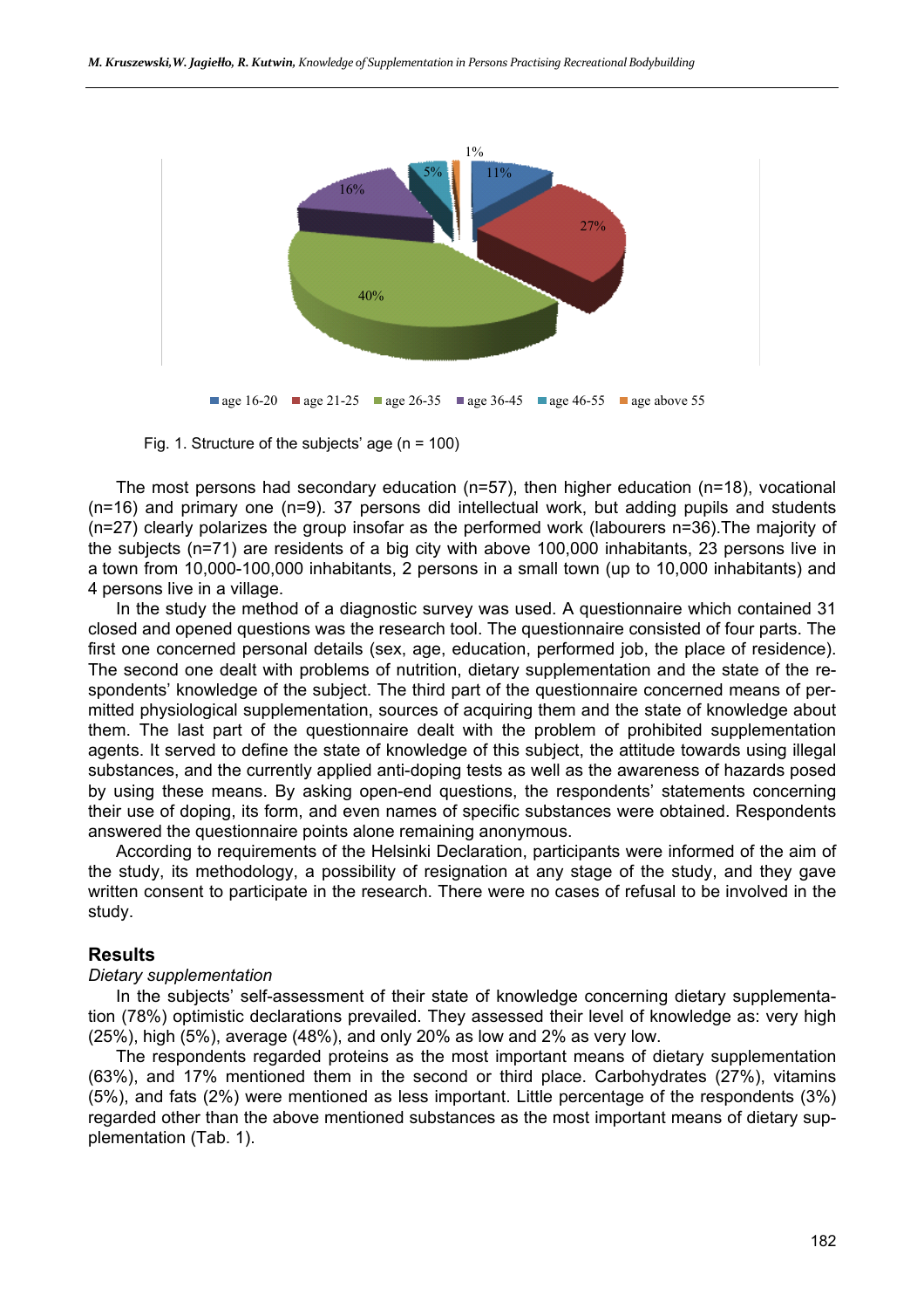Fig. 1. Structure of the subjects' age (n = 100)

The most persons had secondary education (n=57), then higher education (n=18), vocational (n=16) and primary one (n=9). 37 persons did intellectual work, but adding pupils and students (n=27) clearly polarizes the group insofar as the performed work (labourers n=36).The majority of the subjects (n=71) are residents of a big city with above 100,000 inhabitants, 23 persons live in a town from 10,000-100,000 inhabitants, 2 persons in a small town (up to 10,000 inhabitants) and 4 persons live in a village.

In the study the method of a diagnostic survey was used. A questionnaire which contained 31 closed and opened questions was the research tool. The questionnaire consisted of four parts. The first one concerned personal details (sex, age, education, performed job, the place of residence). The second one dealt with problems of nutrition, dietary supplementation and the state of the respondents' knowledge of the subject. The third part of the questionnaire concerned means of permitted physiological supplementation, sources of acquiring them and the state of knowledge about them. The last part of the questionnaire dealt with the problem of prohibited supplementation agents. It served to define the state of knowledge of this subject, the attitude towards using illegal substances, and the currently applied anti-doping tests as well as the awareness of hazards posed by using these means. By asking open-end questions, the respondents' statements concerning their use of doping, its form, and even names of specific substances were obtained. Respondents answered the questionnaire points alone remaining anonymous.

According to requirements of the Helsinki Declaration, participants were informed of the aim of the study, its methodology, a possibility of resignation at any stage of the study, and they gave written consent to participate in the research. There were no cases of refusal to be involved in the study.

## Results

*Dietary supplementation*

In the subjects' self-assessment of their state of knowledge concerning dietary supplementation (78%) optimistic declarations prevailed. They assessed their level of knowledge as: very high (25%), high (5%), average (48%), and only 20% as low and 2% as very low.

The respondents regarded proteins as the most important means of dietary supplementation (63%), and 17% mentioned them in the second or third place. Carbohydrates (27%), vitamins (5%), and fats (2%) were mentioned as less important. Little percentage of the respondents (3%) regarded other than the above mentioned substances as the most important means of dietary supplementation (Tab. 1).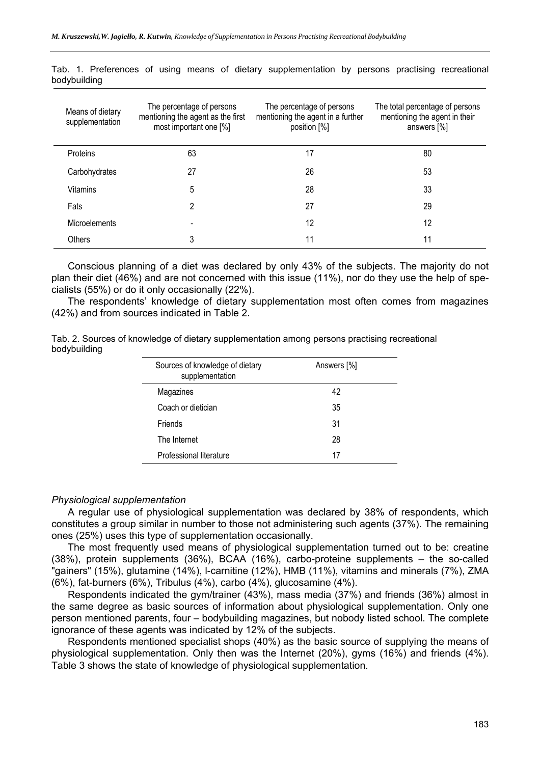Tab. 1. Preferences of using means of dietary supplementation by persons practising recreational bodybuilding

| Means of dietary supplementation | The percentage of persons mentioning the agent as the first most important one [%] | The percentage of persons mentioning the agent in a further position [%] | The total percentage of persons mentioning the agent in their answers [%] |
|---|---|---|---|
| Proteins | 63 | 17 | 80 |
| Carbohydrates | 27 | 26 | 53 |
| Vitamins | 5 | 28 | 33 |
| Fats | 2 | 27 | 29 |
| Microelements | - | 12 | 12 |
| Others | 3 | 11 | 11 |

Conscious planning of a diet was declared by only 43% of the subjects. The majority do not plan their diet (46%) and are not concerned with this issue (11%), nor do they use the help of specialists (55%) or do it only occasionally (22%).

The respondents' knowledge of dietary supplementation most often comes from magazines (42%) and from sources indicated in Table 2.

Tab. 2. Sources of knowledge of dietary supplementation among persons practising recreational bodybuilding

| Sources of knowledge of dietary supplementation | Answers [%] |
|---|---|
| Magazines | 42 |
| Coach or dietician | 35 |
| Friends | 31 |
| The Internet | 28 |
| Professional literature | 17 |

*Physiological supplementation*

A regular use of physiological supplementation was declared by 38% of respondents, which constitutes a group similar in number to those not administering such agents (37%). The remaining ones (25%) uses this type of supplementation occasionally.

The most frequently used means of physiological supplementation turned out to be: creatine (38%), protein supplements (36%), BCAA (16%), carbo-proteine supplements – the so-called "gainers" (15%), glutamine (14%), l-carnitine (12%), HMB (11%), vitamins and minerals (7%), ZMA (6%), fat-burners (6%), Tribulus (4%), carbo (4%), glucosamine (4%).

Respondents indicated the gym/trainer (43%), mass media (37%) and friends (36%) almost in the same degree as basic sources of information about physiological supplementation. Only one person mentioned parents, four – bodybuilding magazines, but nobody listed school. The complete ignorance of these agents was indicated by 12% of the subjects.

Respondents mentioned specialist shops (40%) as the basic source of supplying the means of physiological supplementation. Only then was the Internet (20%), gyms (16%) and friends (4%). Table 3 shows the state of knowledge of physiological supplementation.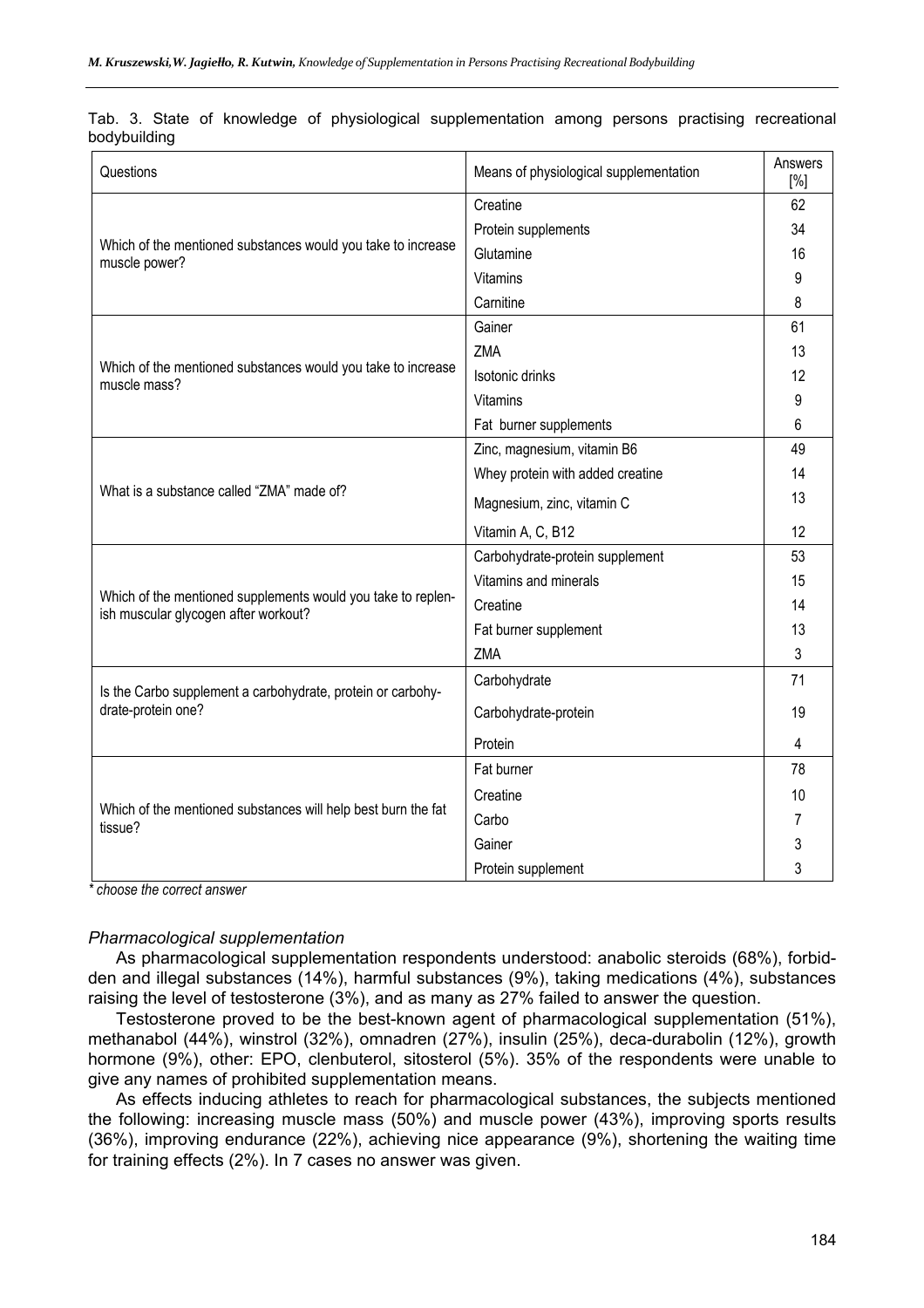Tab. 3. State of knowledge of physiological supplementation among persons practising recreational bodybuilding

| Questions | Means of physiological supplementation | Answers [%] |
|---|---|---|
| Which of the mentioned substances would you take to increase muscle power? | Creatine | 62 |
| | Protein supplements | 34 |
| | Glutamine | 16 |
| | Vitamins | 9 |
| | Carnitine | 8 |
| Which of the mentioned substances would you take to increase muscle mass? | Gainer | 61 |
| | ZMA | 13 |
| | Isotonic drinks | 12 |
| | Vitamins | 9 |
| | Fat burner supplements | 6 |
| What is a substance called "ZMA" made of? | Zinc, magnesium, vitamin B6 | 49 |
| | Whey protein with added creatine | 14 |
| | Magnesium, zinc, vitamin C | 13 |
| | Vitamin A, C, B12 | 12 |
| Which of the mentioned supplements would you take to replenish muscular glycogen after workout? | Carbohydrate-protein supplement | 53 |
| | Vitamins and minerals | 15 |
| | Creatine | 14 |
| | Fat burner supplement | 13 |
| | ZMA | 3 |
| Is the Carbo supplement a carbohydrate, protein or carbohydrate-protein one? | Carbohydrate | 71 |
| | Carbohydrate-protein | 19 |
| | Protein | 4 |
| Which of the mentioned substances will help best burn the fat tissue? | Fat burner | 78 |
| | Creatine | 10 |
| | Carbo | 7 |
| | Gainer | 3 |
| | Protein supplement | 3 |

*\* choose the correct answer*

*Pharmacological supplementation*

As pharmacological supplementation respondents understood: anabolic steroids (68%), forbidden and illegal substances (14%), harmful substances (9%), taking medications (4%), substances raising the level of testosterone (3%), and as many as 27% failed to answer the question.

Testosterone proved to be the best-known agent of pharmacological supplementation (51%), methanabol (44%), winstrol (32%), omnadren (27%), insulin (25%), deca-durabolin (12%), growth hormone (9%), other: EPO, clenbuterol, sitosterol (5%). 35% of the respondents were unable to give any names of prohibited supplementation means.

As effects inducing athletes to reach for pharmacological substances, the subjects mentioned the following: increasing muscle mass (50%) and muscle power (43%), improving sports results (36%), improving endurance (22%), achieving nice appearance (9%), shortening the waiting time for training effects (2%). In 7 cases no answer was given.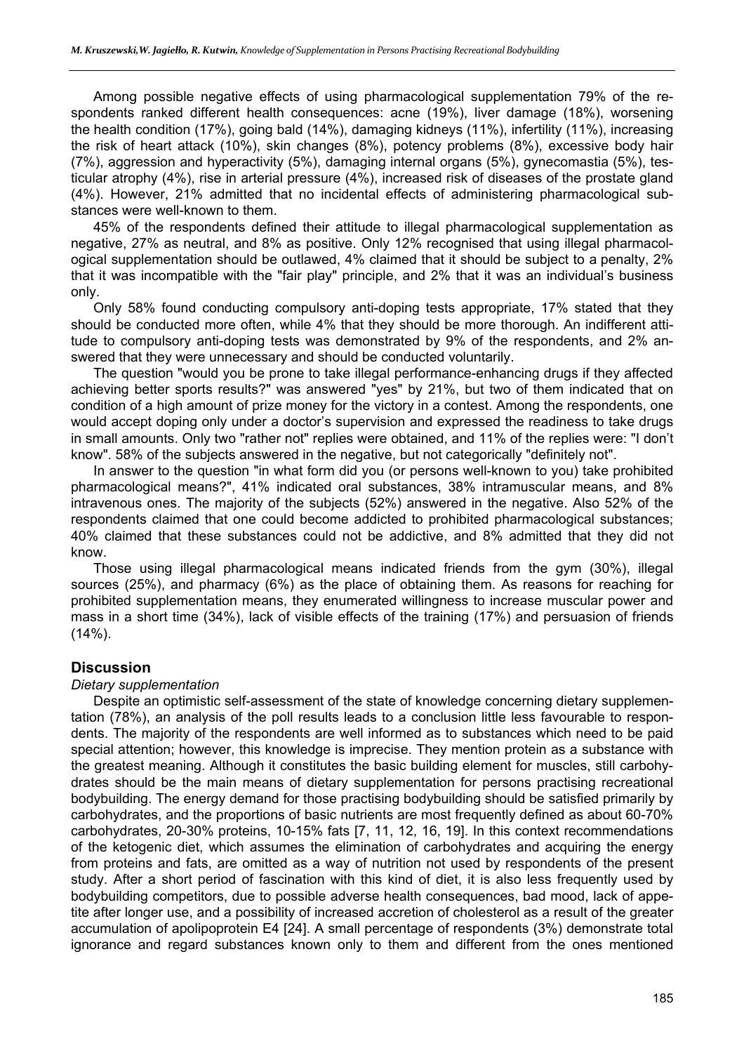Among possible negative effects of using pharmacological supplementation 79% of the respondents ranked different health consequences: acne (19%), liver damage (18%), worsening the health condition (17%), going bald (14%), damaging kidneys (11%), infertility (11%), increasing the risk of heart attack (10%), skin changes (8%), potency problems (8%), excessive body hair (7%), aggression and hyperactivity (5%), damaging internal organs (5%), gynecomastia (5%), testicular atrophy (4%), rise in arterial pressure (4%), increased risk of diseases of the prostate gland (4%). However, 21% admitted that no incidental effects of administering pharmacological substances were well-known to them.

45% of the respondents defined their attitude to illegal pharmacological supplementation as negative, 27% as neutral, and 8% as positive. Only 12% recognised that using illegal pharmacological supplementation should be outlawed, 4% claimed that it should be subject to a penalty, 2% that it was incompatible with the "fair play" principle, and 2% that it was an individual's business only.

Only 58% found conducting compulsory anti-doping tests appropriate, 17% stated that they should be conducted more often, while 4% that they should be more thorough. An indifferent attitude to compulsory anti-doping tests was demonstrated by 9% of the respondents, and 2% answered that they were unnecessary and should be conducted voluntarily.

The question "would you be prone to take illegal performance-enhancing drugs if they affected achieving better sports results?" was answered "yes" by 21%, but two of them indicated that on condition of a high amount of prize money for the victory in a contest. Among the respondents, one would accept doping only under a doctor's supervision and expressed the readiness to take drugs in small amounts. Only two "rather not" replies were obtained, and 11% of the replies were: "I don't know". 58% of the subjects answered in the negative, but not categorically "definitely not".

In answer to the question "in what form did you (or persons well-known to you) take prohibited pharmacological means?", 41% indicated oral substances, 38% intramuscular means, and 8% intravenous ones. The majority of the subjects (52%) answered in the negative. Also 52% of the respondents claimed that one could become addicted to prohibited pharmacological substances; 40% claimed that these substances could not be addictive, and 8% admitted that they did not know.

Those using illegal pharmacological means indicated friends from the gym (30%), illegal sources (25%), and pharmacy (6%) as the place of obtaining them. As reasons for reaching for prohibited supplementation means, they enumerated willingness to increase muscular power and mass in a short time (34%), lack of visible effects of the training (17%) and persuasion of friends (14%).

## Discussion

*Dietary supplementation*

Despite an optimistic self-assessment of the state of knowledge concerning dietary supplementation (78%), an analysis of the poll results leads to a conclusion little less favourable to respondents. The majority of the respondents are well informed as to substances which need to be paid special attention; however, this knowledge is imprecise. They mention protein as a substance with the greatest meaning. Although it constitutes the basic building element for muscles, still carbohydrates should be the main means of dietary supplementation for persons practising recreational bodybuilding. The energy demand for those practising bodybuilding should be satisfied primarily by carbohydrates, and the proportions of basic nutrients are most frequently defined as about 60-70% carbohydrates, 20-30% proteins, 10-15% fats [7, 11, 12, 16, 19]. In this context recommendations of the ketogenic diet, which assumes the elimination of carbohydrates and acquiring the energy from proteins and fats, are omitted as a way of nutrition not used by respondents of the present study. After a short period of fascination with this kind of diet, it is also less frequently used by bodybuilding competitors, due to possible adverse health consequences, bad mood, lack of appetite after longer use, and a possibility of increased accretion of cholesterol as a result of the greater accumulation of apolipoprotein E4 [24]. A small percentage of respondents (3%) demonstrate total ignorance and regard substances known only to them and different from the ones mentioned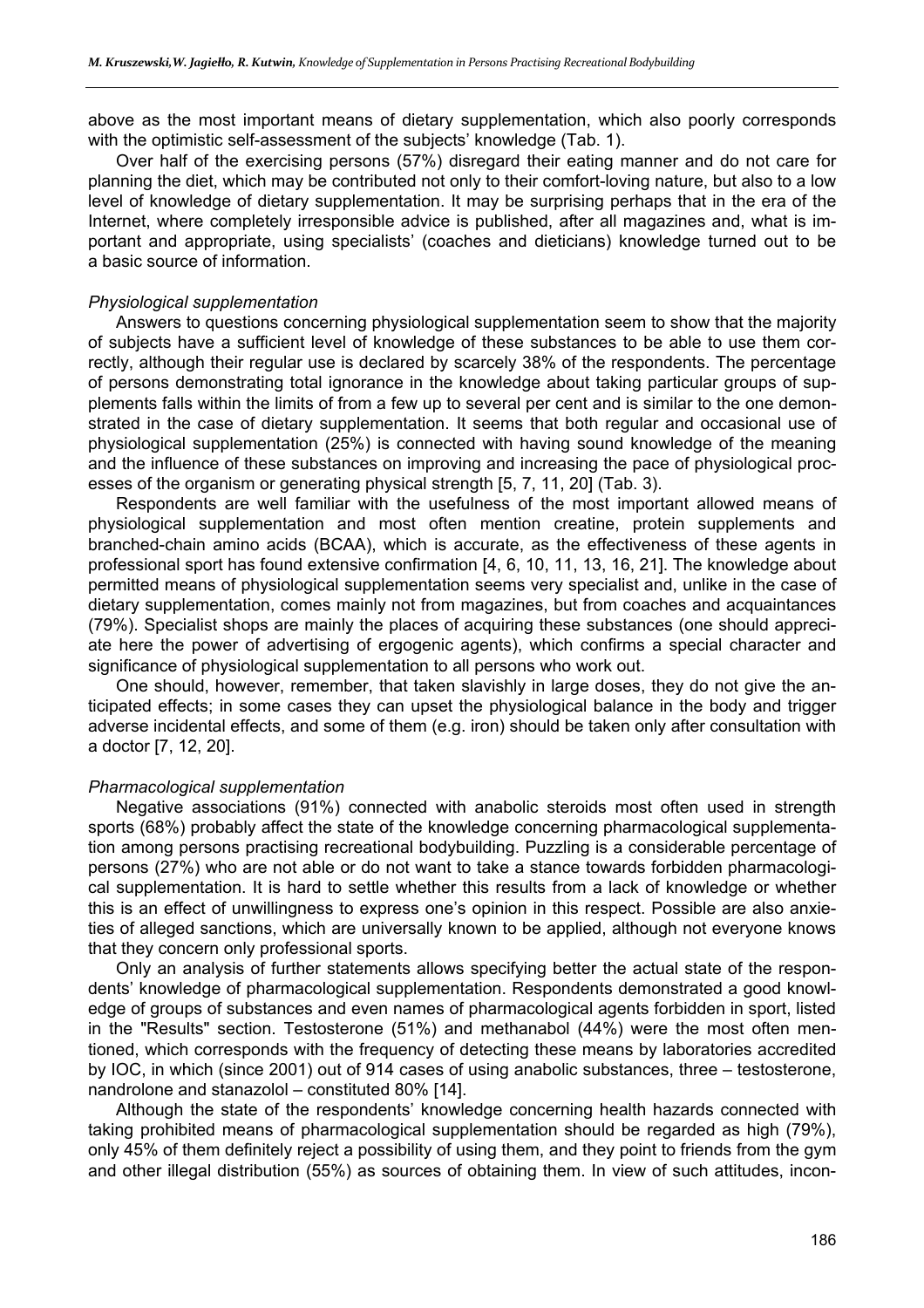above as the most important means of dietary supplementation, which also poorly corresponds with the optimistic self-assessment of the subjects' knowledge (Tab. 1).

Over half of the exercising persons (57%) disregard their eating manner and do not care for planning the diet, which may be contributed not only to their comfort-loving nature, but also to a low level of knowledge of dietary supplementation. It may be surprising perhaps that in the era of the Internet, where completely irresponsible advice is published, after all magazines and, what is important and appropriate, using specialists' (coaches and dieticians) knowledge turned out to be a basic source of information.

*Physiological supplementation*

Answers to questions concerning physiological supplementation seem to show that the majority of subjects have a sufficient level of knowledge of these substances to be able to use them correctly, although their regular use is declared by scarcely 38% of the respondents. The percentage of persons demonstrating total ignorance in the knowledge about taking particular groups of supplements falls within the limits of from a few up to several per cent and is similar to the one demonstrated in the case of dietary supplementation. It seems that both regular and occasional use of physiological supplementation (25%) is connected with having sound knowledge of the meaning and the influence of these substances on improving and increasing the pace of physiological processes of the organism or generating physical strength [5, 7, 11, 20] (Tab. 3).

Respondents are well familiar with the usefulness of the most important allowed means of physiological supplementation and most often mention creatine, protein supplements and branched-chain amino acids (BCAA), which is accurate, as the effectiveness of these agents in professional sport has found extensive confirmation [4, 6, 10, 11, 13, 16, 21]. The knowledge about permitted means of physiological supplementation seems very specialist and, unlike in the case of dietary supplementation, comes mainly not from magazines, but from coaches and acquaintances (79%). Specialist shops are mainly the places of acquiring these substances (one should appreciate here the power of advertising of ergogenic agents), which confirms a special character and significance of physiological supplementation to all persons who work out.

One should, however, remember, that taken slavishly in large doses, they do not give the anticipated effects; in some cases they can upset the physiological balance in the body and trigger adverse incidental effects, and some of them (e.g. iron) should be taken only after consultation with a doctor [7, 12, 20].

*Pharmacological supplementation*

Negative associations (91%) connected with anabolic steroids most often used in strength sports (68%) probably affect the state of the knowledge concerning pharmacological supplementation among persons practising recreational bodybuilding. Puzzling is a considerable percentage of persons (27%) who are not able or do not want to take a stance towards forbidden pharmacological supplementation. It is hard to settle whether this results from a lack of knowledge or whether this is an effect of unwillingness to express one's opinion in this respect. Possible are also anxieties of alleged sanctions, which are universally known to be applied, although not everyone knows that they concern only professional sports.

Only an analysis of further statements allows specifying better the actual state of the respondents' knowledge of pharmacological supplementation. Respondents demonstrated a good knowledge of groups of substances and even names of pharmacological agents forbidden in sport, listed in the "Results" section. Testosterone (51%) and methanabol (44%) were the most often mentioned, which corresponds with the frequency of detecting these means by laboratories accredited by IOC, in which (since 2001) out of 914 cases of using anabolic substances, three – testosterone, nandrolone and stanazolol – constituted 80% [14].

Although the state of the respondents' knowledge concerning health hazards connected with taking prohibited means of pharmacological supplementation should be regarded as high (79%), only 45% of them definitely reject a possibility of using them, and they point to friends from the gym and other illegal distribution (55%) as sources of obtaining them. In view of such attitudes, incon-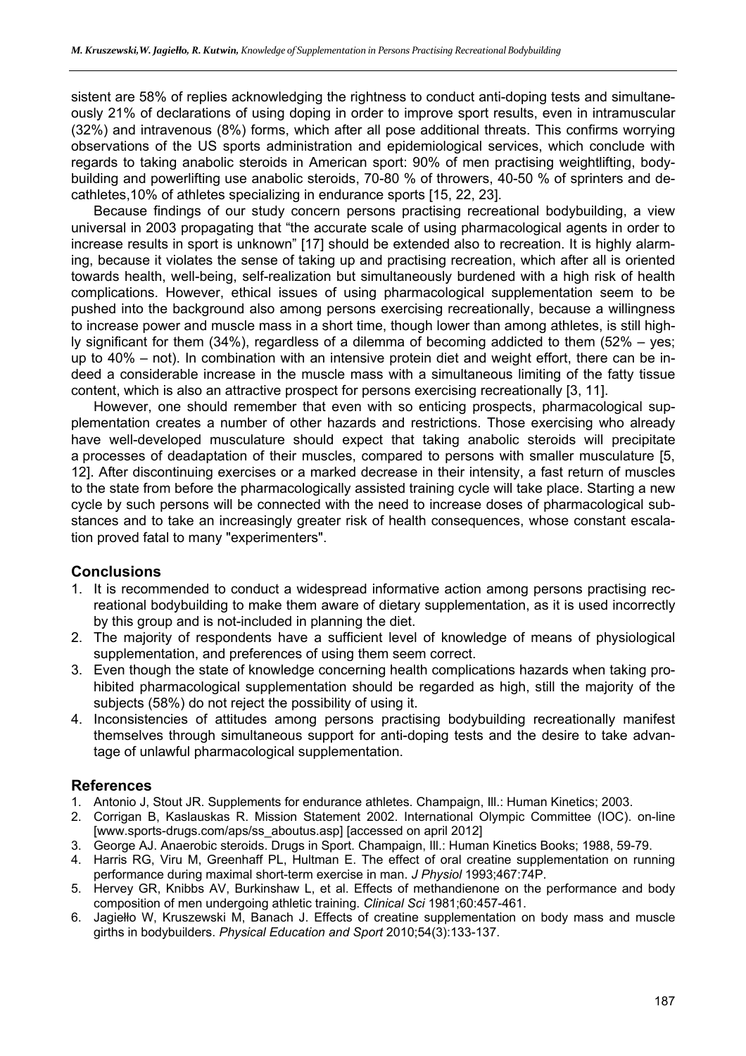sistent are 58% of replies acknowledging the rightness to conduct anti-doping tests and simultaneously 21% of declarations of using doping in order to improve sport results, even in intramuscular (32%) and intravenous (8%) forms, which after all pose additional threats. This confirms worrying observations of the US sports administration and epidemiological services, which conclude with regards to taking anabolic steroids in American sport: 90% of men practising weightlifting, bodybuilding and powerlifting use anabolic steroids, 70-80 % of throwers, 40-50 % of sprinters and decathletes,10% of athletes specializing in endurance sports [15, 22, 23].

Because findings of our study concern persons practising recreational bodybuilding, a view universal in 2003 propagating that "the accurate scale of using pharmacological agents in order to increase results in sport is unknown" [17] should be extended also to recreation. It is highly alarming, because it violates the sense of taking up and practising recreation, which after all is oriented towards health, well-being, self-realization but simultaneously burdened with a high risk of health complications. However, ethical issues of using pharmacological supplementation seem to be pushed into the background also among persons exercising recreationally, because a willingness to increase power and muscle mass in a short time, though lower than among athletes, is still highly significant for them (34%), regardless of a dilemma of becoming addicted to them (52% – yes; up to 40% – not). In combination with an intensive protein diet and weight effort, there can be indeed a considerable increase in the muscle mass with a simultaneous limiting of the fatty tissue content, which is also an attractive prospect for persons exercising recreationally [3, 11].

However, one should remember that even with so enticing prospects, pharmacological supplementation creates a number of other hazards and restrictions. Those exercising who already have well-developed musculature should expect that taking anabolic steroids will precipitate a processes of deadaptation of their muscles, compared to persons with smaller musculature [5, 12]. After discontinuing exercises or a marked decrease in their intensity, a fast return of muscles to the state from before the pharmacologically assisted training cycle will take place. Starting a new cycle by such persons will be connected with the need to increase doses of pharmacological substances and to take an increasingly greater risk of health consequences, whose constant escalation proved fatal to many "experimenters".

## Conclusions

1. It is recommended to conduct a widespread informative action among persons practising recreational bodybuilding to make them aware of dietary supplementation, as it is used incorrectly by this group and is not-included in planning the diet.
2. The majority of respondents have a sufficient level of knowledge of means of physiological supplementation, and preferences of using them seem correct.
3. Even though the state of knowledge concerning health complications hazards when taking prohibited pharmacological supplementation should be regarded as high, still the majority of the subjects (58%) do not reject the possibility of using it.
4. Inconsistencies of attitudes among persons practising bodybuilding recreationally manifest themselves through simultaneous support for anti-doping tests and the desire to take advantage of unlawful pharmacological supplementation.

## References

1. Antonio J, Stout JR. Supplements for endurance athletes. Champaign, Ill.: Human Kinetics; 2003.
2. Corrigan B, Kaslauskas R. Mission Statement 2002. International Olympic Committee (IOC). on-line [www.sports-drugs.com/aps/ss_aboutus.asp] [accessed on april 2012]
3. George AJ. Anaerobic steroids. Drugs in Sport. Champaign, Ill.: Human Kinetics Books; 1988, 59-79.
4. Harris RG, Viru M, Greenhaff PL, Hultman E. The effect of oral creatine supplementation on running performance during maximal short-term exercise in man. *J Physiol* 1993;467:74P.
5. Hervey GR, Knibbs AV, Burkinshaw L, et al. Effects of methandienone on the performance and body composition of men undergoing athletic training. *Clinical Sci* 1981;60:457-461.
6. Jagiełło W, Kruszewski M, Banach J. Effects of creatine supplementation on body mass and muscle girths in bodybuilders. *Physical Education and Sport* 2010;54(3):133-137.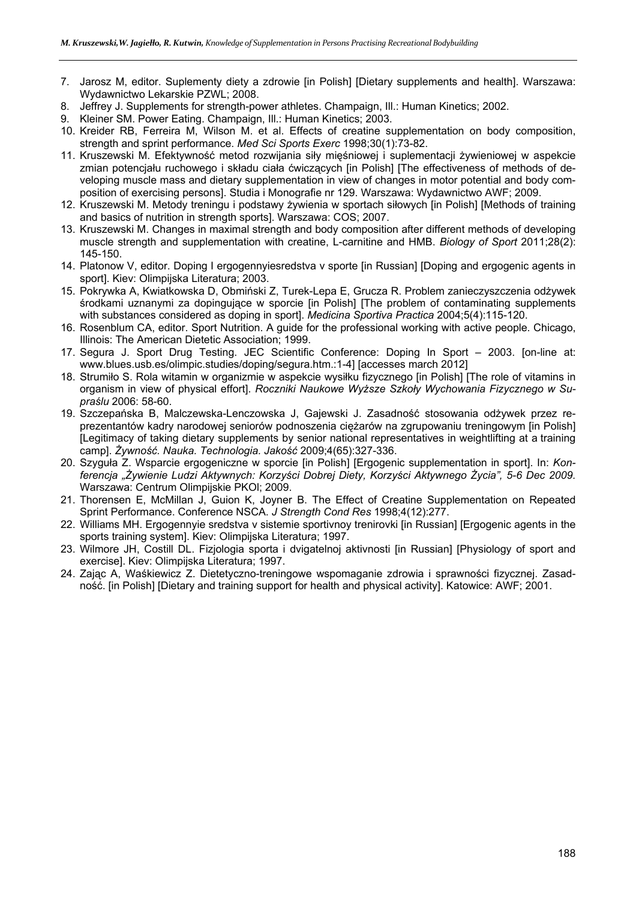7. Jarosz M, editor. Suplementy diety a zdrowie [in Polish] [Dietary supplements and health]. Warszawa: Wydawnictwo Lekarskie PZWL; 2008.
8. Jeffrey J. Supplements for strength-power athletes. Champaign, Ill.: Human Kinetics; 2002.
9. Kleiner SM. Power Eating. Champaign, Ill.: Human Kinetics; 2003.
10. Kreider RB, Ferreira M, Wilson M. et al. Effects of creatine supplementation on body composition, strength and sprint performance. *Med Sci Sports Exerc* 1998;30(1):73-82.
11. Kruszewski M. Efektywność metod rozwijania siły mięśniowej i suplementacji żywieniowej w aspekcie zmian potencjału ruchowego i składu ciała ćwiczących [in Polish] [The effectiveness of methods of developing muscle mass and dietary supplementation in view of changes in motor potential and body composition of exercising persons]. Studia i Monografie nr 129. Warszawa: Wydawnictwo AWF; 2009.
12. Kruszewski M. Metody treningu i podstawy żywienia w sportach siłowych [in Polish] [Methods of training and basics of nutrition in strength sports]. Warszawa: COS; 2007.
13. Kruszewski M. Changes in maximal strength and body composition after different methods of developing muscle strength and supplementation with creatine, L-carnitine and HMB. *Biology of Sport* 2011;28(2): 145-150.
14. Platonow V, editor. Doping I ergogennyiesredstva v sporte [in Russian] [Doping and ergogenic agents in sport]. Kiev: Olimpijska Literatura; 2003.
15. Pokrywka A, Kwiatkowska D, Obmiński Z, Turek-Lepa E, Grucza R. Problem zanieczyszczenia odżywek środkami uznanymi za dopingujące w sporcie [in Polish] [The problem of contaminating supplements with substances considered as doping in sport]. *Medicina Sportiva Practica* 2004;5(4):115-120.
16. Rosenblum CA, editor. Sport Nutrition. A guide for the professional working with active people. Chicago, Illinois: The American Dietetic Association; 1999.
17. Segura J. Sport Drug Testing. JEC Scientific Conference: Doping In Sport – 2003. [on-line at: www.blues.usb.es/olimpic.studies/doping/segura.htm.:1-4] [accesses march 2012]
18. Strumiło S. Rola witamin w organizmie w aspekcie wysiłku fizycznego [in Polish] [The role of vitamins in organism in view of physical effort]. *Roczniki Naukowe Wyższe Szkoły Wychowania Fizycznego w Supraślu* 2006: 58-60.
19. Szczepańska B, Malczewska-Lenczowska J, Gajewski J. Zasadność stosowania odżywek przez reprezentantów kadry narodowej seniorów podnoszenia ciężarów na zgrupowaniu treningowym [in Polish] [Legitimacy of taking dietary supplements by senior national representatives in weightlifting at a training camp]. *Żywność. Nauka. Technologia. Jakość* 2009;4(65):327-336.
20. Szyguła Z. Wsparcie ergogeniczne w sporcie [in Polish] [Ergogenic supplementation in sport]. In: *Konferencja „Żywienie Ludzi Aktywnych: Korzyści Dobrej Diety, Korzyści Aktywnego Życia", 5-6 Dec 2009.* Warszawa: Centrum Olimpijskie PKOl; 2009.
21. Thorensen E, McMillan J, Guion K, Joyner B. The Effect of Creatine Supplementation on Repeated Sprint Performance. Conference NSCA. *J Strength Cond Res* 1998;4(12):277.
22. Williams MH. Ergogennyie sredstva v sistemie sportivnoy trenirovki [in Russian] [Ergogenic agents in the sports training system]. Kiev: Olimpijska Literatura; 1997.
23. Wilmore JH, Costill DL. Fizjologia sporta i dvigatelnoj aktivnosti [in Russian] [Physiology of sport and exercise]. Kiev: Olimpijska Literatura; 1997.
24. Zając A, Waśkiewicz Z. Dietetyczno-treningowe wspomaganie zdrowia i sprawności fizycznej. Zasadność. [in Polish] [Dietary and training support for health and physical activity]. Katowice: AWF; 2001.